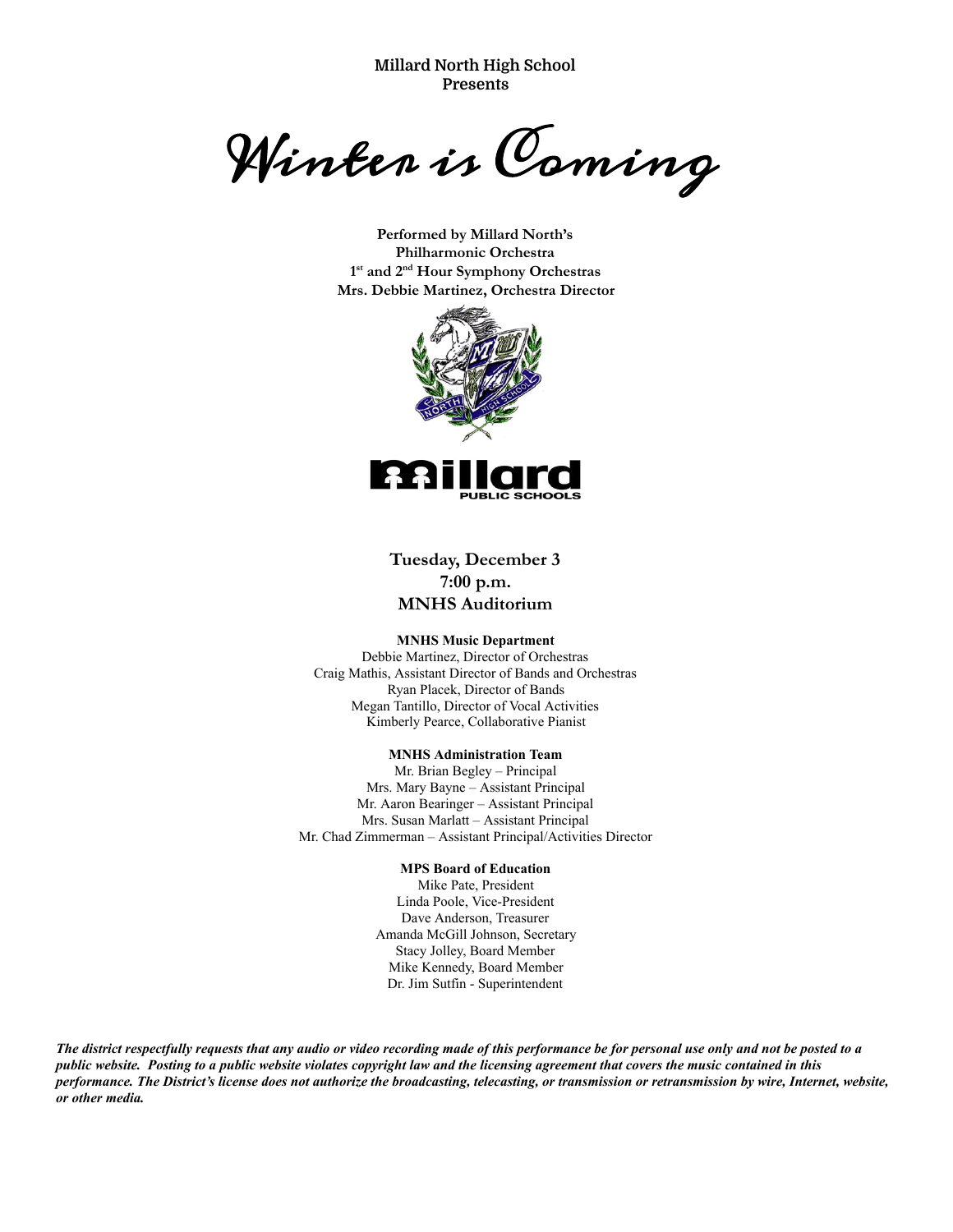**Millard North High School**
**Presents**

# *Winter is Coming*

**Performed by Millard North's**
**Philharmonic Orchestra**
**1st and 2nd Hour Symphony Orchestras**
**Mrs. Debbie Martinez, Orchestra Director**

**Tuesday, December 3**
**7:00 p.m.**
**MNHS Auditorium**

**MNHS Music Department**

Debbie Martinez, Director of Orchestras
Craig Mathis, Assistant Director of Bands and Orchestras
Ryan Placek, Director of Bands
Megan Tantillo, Director of Vocal Activities
Kimberly Pearce, Collaborative Pianist

**MNHS Administration Team**

Mr. Brian Begley – Principal
Mrs. Mary Bayne – Assistant Principal
Mr. Aaron Bearinger – Assistant Principal
Mrs. Susan Marlatt – Assistant Principal
Mr. Chad Zimmerman – Assistant Principal/Activities Director

**MPS Board of Education**

Mike Pate, President
Linda Poole, Vice-President
Dave Anderson, Treasurer
Amanda McGill Johnson, Secretary
Stacy Jolley, Board Member
Mike Kennedy, Board Member
Dr. Jim Sutfin - Superintendent

***The district respectfully requests that any audio or video recording made of this performance be for personal use only and not be posted to a public website. Posting to a public website violates copyright law and the licensing agreement that covers the music contained in this performance. The District's license does not authorize the broadcasting, telecasting, or transmission or retransmission by wire, Internet, website, or other media.***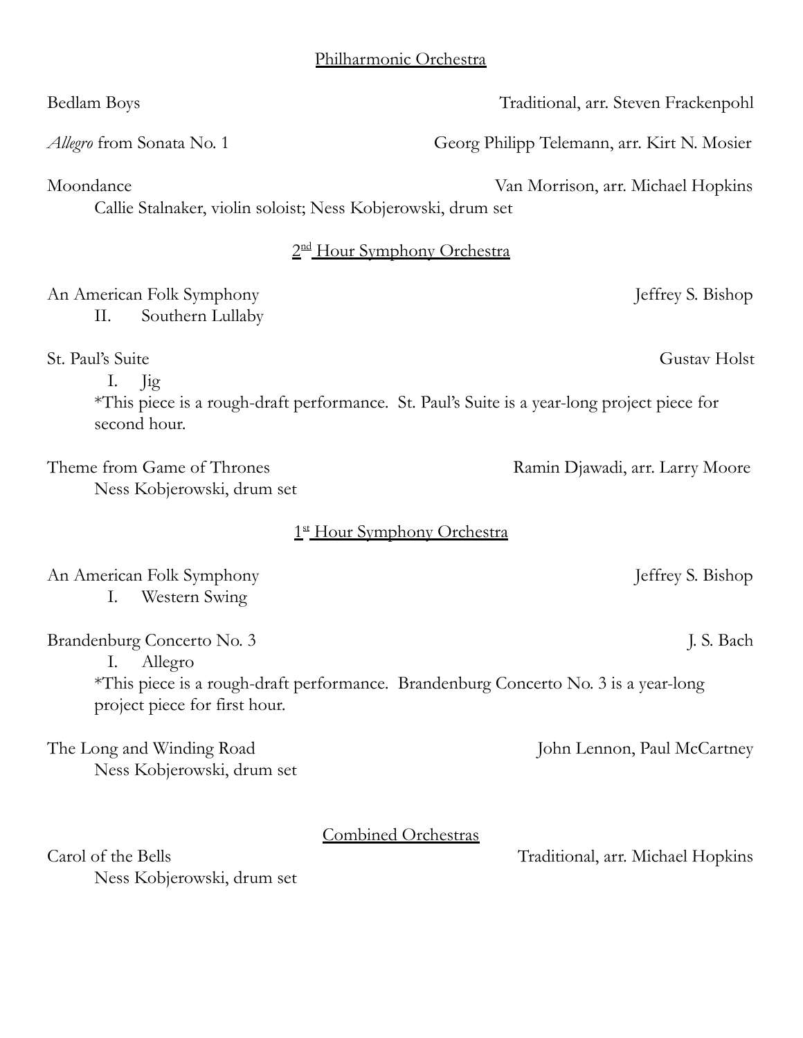## Philharmonic Orchestra

Bedlam Boys — Traditional, arr. Steven Frackenpohl

*Allegro* from Sonata No. 1 — Georg Philipp Telemann, arr. Kirt N. Mosier

Moondance — Van Morrison, arr. Michael Hopkins

Callie Stalnaker, violin soloist; Ness Kobjerowski, drum set

## 2nd Hour Symphony Orchestra

An American Folk Symphony — Jeffrey S. Bishop

II. Southern Lullaby

St. Paul's Suite — Gustav Holst

I. Jig

*This piece is a rough-draft performance. St. Paul's Suite is a year-long project piece for second hour.

Theme from Game of Thrones — Ramin Djawadi, arr. Larry Moore

Ness Kobjerowski, drum set

## 1st Hour Symphony Orchestra

An American Folk Symphony — Jeffrey S. Bishop

I. Western Swing

Brandenburg Concerto No. 3 — J. S. Bach

I. Allegro

*This piece is a rough-draft performance. Brandenburg Concerto No. 3 is a year-long project piece for first hour.

The Long and Winding Road — John Lennon, Paul McCartney

Ness Kobjerowski, drum set

## Combined Orchestras

Carol of the Bells — Traditional, arr. Michael Hopkins

Ness Kobjerowski, drum set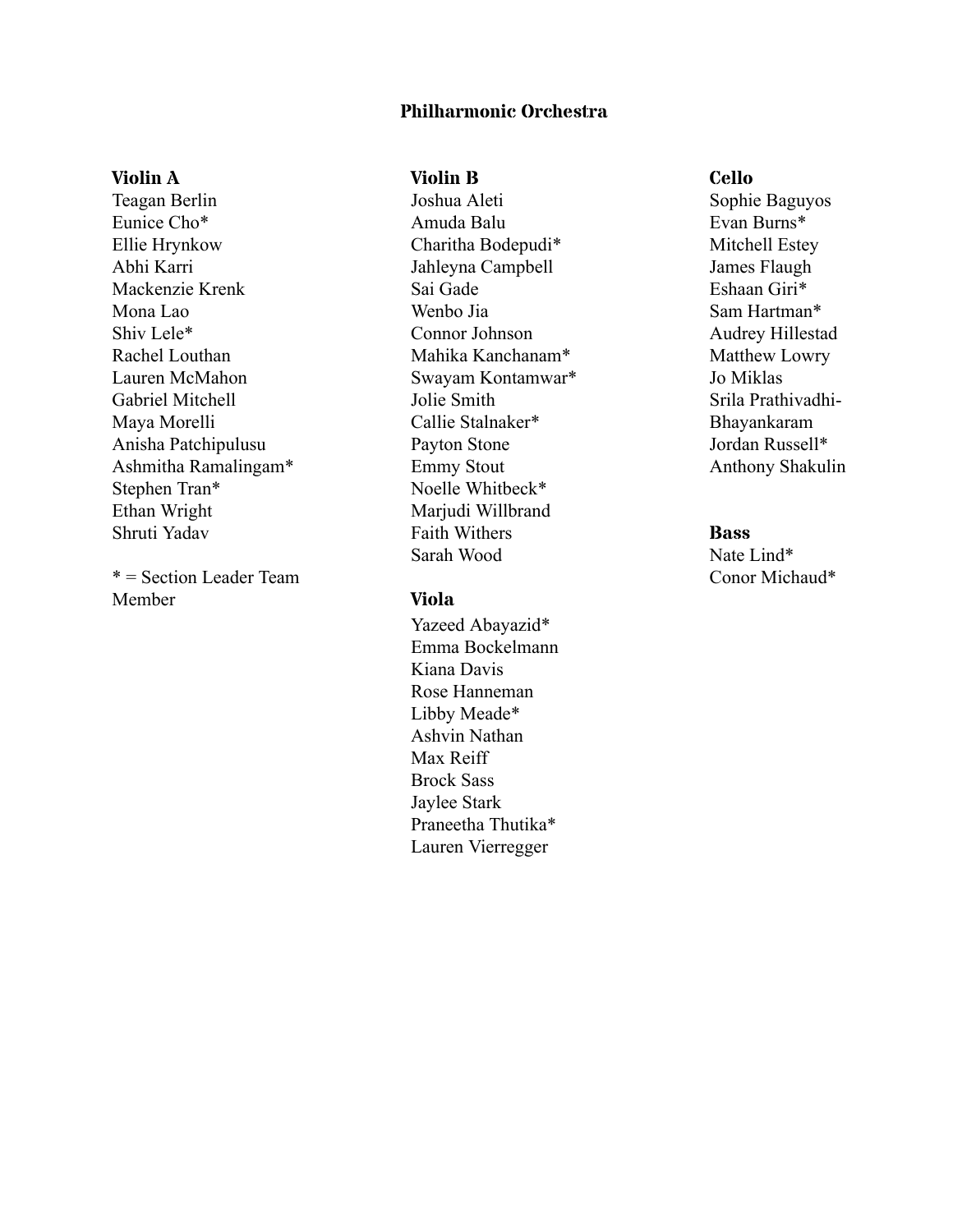# Philharmonic Orchestra

### Violin A

Teagan Berlin
Eunice Cho*
Ellie Hrynkow
Abhi Karri
Mackenzie Krenk
Mona Lao
Shiv Lele*
Rachel Louthan
Lauren McMahon
Gabriel Mitchell
Maya Morelli
Anisha Patchipulusu
Ashmitha Ramalingam*
Stephen Tran*
Ethan Wright
Shruti Yadav

* = Section Leader Team Member

### Violin B

Joshua Aleti
Amuda Balu
Charitha Bodepudi*
Jahleyna Campbell
Sai Gade
Wenbo Jia
Connor Johnson
Mahika Kanchanam*
Swayam Kontamwar*
Jolie Smith
Callie Stalnaker*
Payton Stone
Emmy Stout
Noelle Whitbeck*
Marjudi Willbrand
Faith Withers
Sarah Wood

### Viola

Yazeed Abayazid*
Emma Bockelmann
Kiana Davis
Rose Hanneman
Libby Meade*
Ashvin Nathan
Max Reiff
Brock Sass
Jaylee Stark
Praneetha Thutika*
Lauren Vierregger

### Cello

Sophie Baguyos
Evan Burns*
Mitchell Estey
James Flaugh
Eshaan Giri*
Sam Hartman*
Audrey Hillestad
Matthew Lowry
Jo Miklas
Srila Prathivadhi-Bhayankaram
Jordan Russell*
Anthony Shakulin

### Bass

Nate Lind*
Conor Michaud*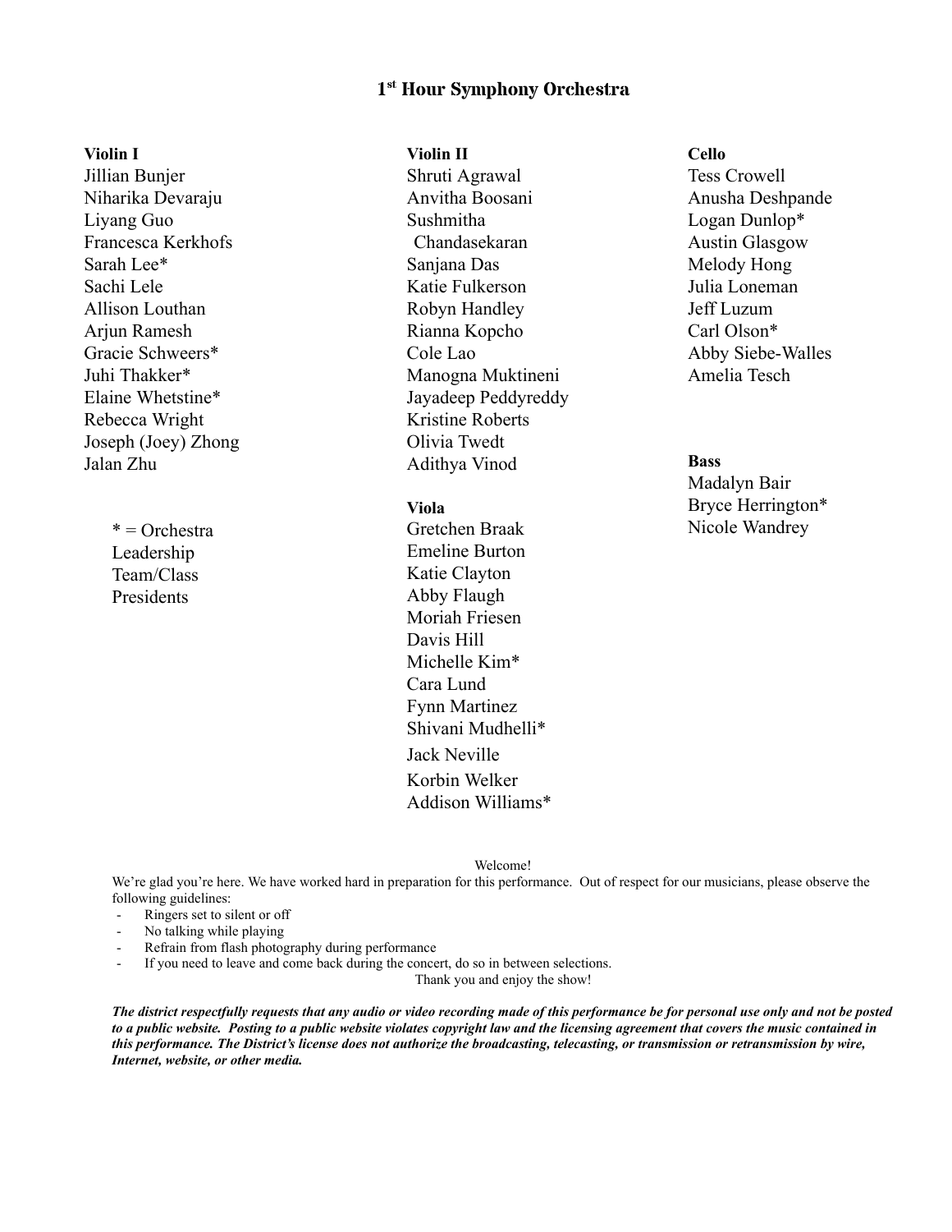# 1st Hour Symphony Orchestra

**Violin I**
Jillian Bunjer
Niharika Devaraju
Liyang Guo
Francesca Kerkhofs
Sarah Lee*
Sachi Lele
Allison Louthan
Arjun Ramesh
Gracie Schweers*
Juhi Thakker*
Elaine Whetstine*
Rebecca Wright
Joseph (Joey) Zhong
Jalan Zhu

\* = Orchestra Leadership Team/Class Presidents

**Violin II**
Shruti Agrawal
Anvitha Boosani
Sushmitha Chandasekaran
Sanjana Das
Katie Fulkerson
Robyn Handley
Rianna Kopcho
Cole Lao
Manogna Muktineni
Jayadeep Peddyreddy
Kristine Roberts
Olivia Twedt
Adithya Vinod

**Viola**
Gretchen Braak
Emeline Burton
Katie Clayton
Abby Flaugh
Moriah Friesen
Davis Hill
Michelle Kim*
Cara Lund
Fynn Martinez
Shivani Mudhelli*
Jack Neville
Korbin Welker
Addison Williams*

**Cello**
Tess Crowell
Anusha Deshpande
Logan Dunlop*
Austin Glasgow
Melody Hong
Julia Loneman
Jeff Luzum
Carl Olson*
Abby Siebe-Walles
Amelia Tesch

**Bass**
Madalyn Bair
Bryce Herrington*
Nicole Wandrey

Welcome!

We're glad you're here. We have worked hard in preparation for this performance. Out of respect for our musicians, please observe the following guidelines:

- Ringers set to silent or off
- No talking while playing
- Refrain from flash photography during performance
- If you need to leave and come back during the concert, do so in between selections.

Thank you and enjoy the show!

***The district respectfully requests that any audio or video recording made of this performance be for personal use only and not be posted to a public website. Posting to a public website violates copyright law and the licensing agreement that covers the music contained in this performance. The District's license does not authorize the broadcasting, telecasting, or transmission or retransmission by wire, Internet, website, or other media.***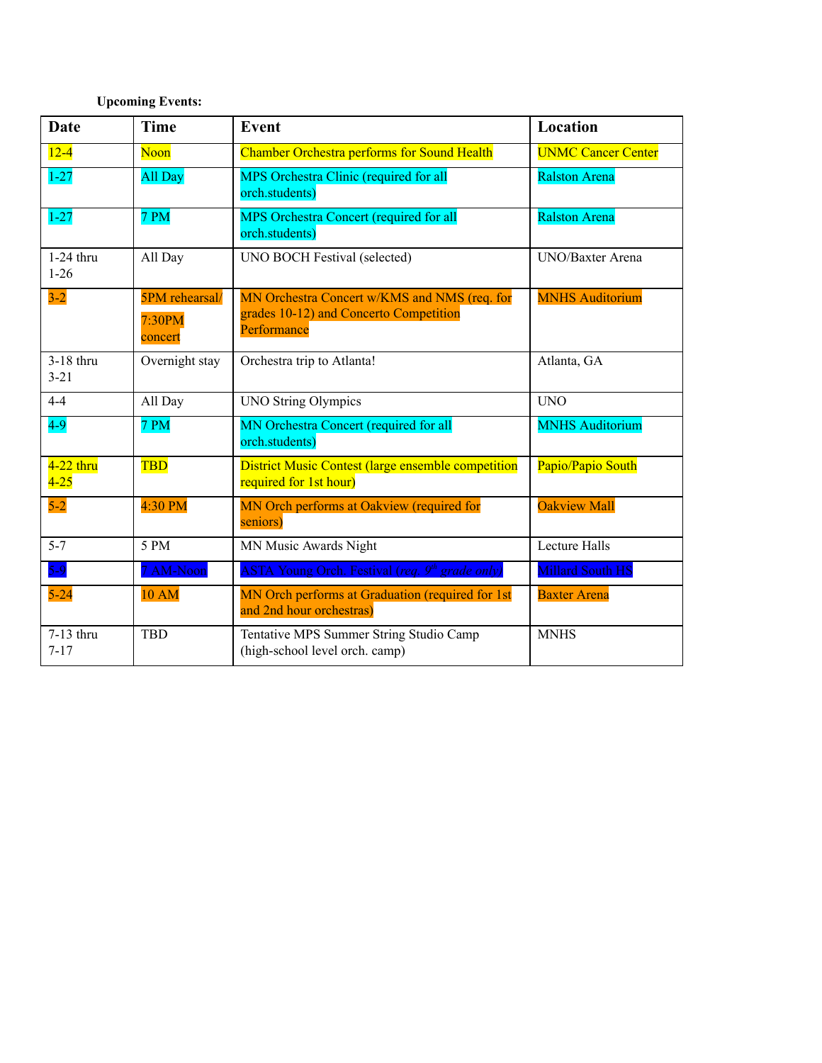**Upcoming Events:**

| Date | Time | Event | Location |
|---|---|---|---|
| 12-4 | Noon | Chamber Orchestra performs for Sound Health | UNMC Cancer Center |
| 1-27 | All Day | MPS Orchestra Clinic (required for all orch.students) | Ralston Arena |
| 1-27 | 7 PM | MPS Orchestra Concert (required for all orch.students) | Ralston Arena |
| 1-24 thru 1-26 | All Day | UNO BOCH Festival (selected) | UNO/Baxter Arena |
| 3-2 | 5PM rehearsal/ 7:30PM concert | MN Orchestra Concert w/KMS and NMS (req. for grades 10-12) and Concerto Competition Performance | MNHS Auditorium |
| 3-18 thru 3-21 | Overnight stay | Orchestra trip to Atlanta! | Atlanta, GA |
| 4-4 | All Day | UNO String Olympics | UNO |
| 4-9 | 7 PM | MN Orchestra Concert (required for all orch.students) | MNHS Auditorium |
| 4-22 thru 4-25 | TBD | District Music Contest (large ensemble competition required for 1st hour) | Papio/Papio South |
| 5-2 | 4:30 PM | MN Orch performs at Oakview (required for seniors) | Oakview Mall |
| 5-7 | 5 PM | MN Music Awards Night | Lecture Halls |
| 5-9 | 7 AM-Noon | ASTA Young Orch. Festival *(req. 9th grade only)* | Millard South HS |
| 5-24 | 10 AM | MN Orch performs at Graduation (required for 1st and 2nd hour orchestras) | Baxter Arena |
| 7-13 thru 7-17 | TBD | Tentative MPS Summer String Studio Camp (high-school level orch. camp) | MNHS |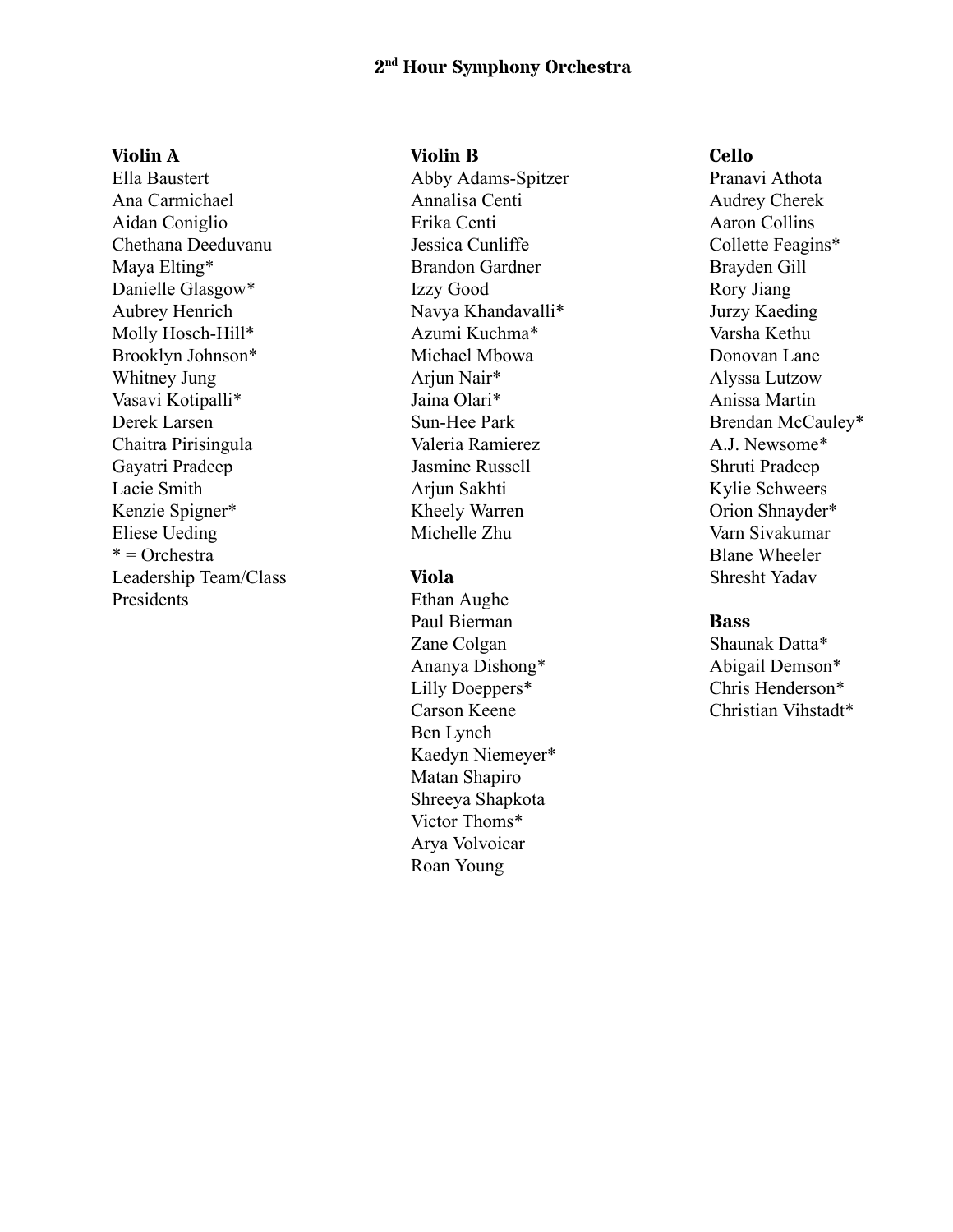# 2[nd] Hour Symphony Orchestra

### Violin A

Ella Baustert
Ana Carmichael
Aidan Coniglio
Chethana Deeduvanu
Maya Elting*
Danielle Glasgow*
Aubrey Henrich
Molly Hosch-Hill*
Brooklyn Johnson*
Whitney Jung
Vasavi Kotipalli*
Derek Larsen
Chaitra Pirisingula
Gayatri Pradeep
Lacie Smith
Kenzie Spigner*
Eliese Ueding
* = Orchestra Leadership Team/Class Presidents

### Violin B

Abby Adams-Spitzer
Annalisa Centi
Erika Centi
Jessica Cunliffe
Brandon Gardner
Izzy Good
Navya Khandavalli*
Azumi Kuchma*
Michael Mbowa
Arjun Nair*
Jaina Olari*
Sun-Hee Park
Valeria Ramierez
Jasmine Russell
Arjun Sakhti
Kheely Warren
Michelle Zhu

### Viola

Ethan Aughe
Paul Bierman
Zane Colgan
Ananya Dishong*
Lilly Doeppers*
Carson Keene
Ben Lynch
Kaedyn Niemeyer*
Matan Shapiro
Shreeya Shapkota
Victor Thoms*
Arya Volvoicar
Roan Young

### Cello

Pranavi Athota
Audrey Cherek
Aaron Collins
Collette Feagins*
Brayden Gill
Rory Jiang
Jurzy Kaeding
Varsha Kethu
Donovan Lane
Alyssa Lutzow
Anissa Martin
Brendan McCauley*
A.J. Newsome*
Shruti Pradeep
Kylie Schweers
Orion Shnayder*
Varn Sivakumar
Blane Wheeler
Shresht Yadav

### Bass

Shaunak Datta*
Abigail Demson*
Chris Henderson*
Christian Vihstadt*